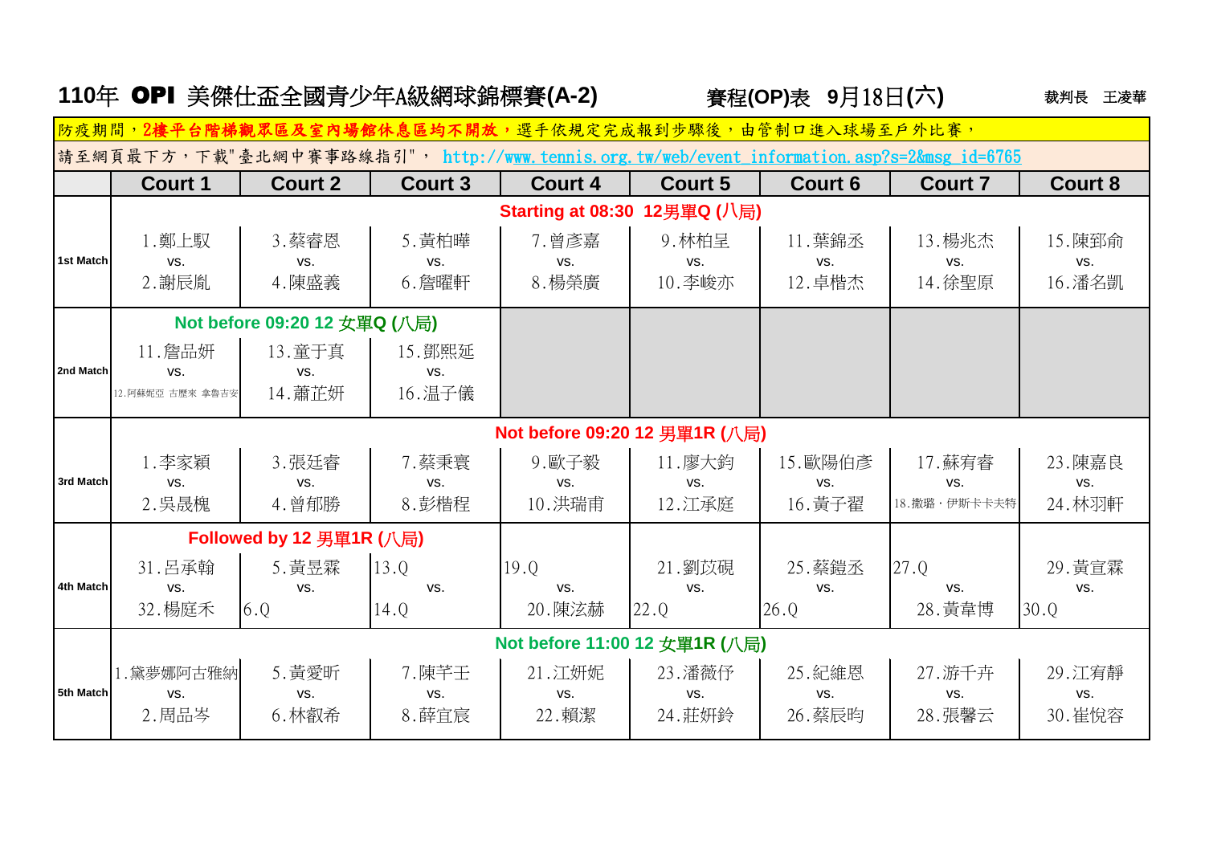# 110年 OPI 美傑仕盃全國青少年A級網球錦標賽(A-2)

賽程(OP)表 9月18日(六)

裁判長 王凌華

防疫期間，2樓平台階梯觀眾區及室內場館休息區均不開放，選手依規定完成報到步驟後，由管制口進入球場至戶外比賽，

請至網頁最下方，下載"臺北網中賽事路線指引"， http://www.tennis.org.tw/web/event_information.asp?s=2&msg_id=6765

| | Court 1 | Court 2 | Court 3 | Court 4 | Court 5 | Court 6 | Court 7 | Court 8 |
|---|---|---|---|---|---|---|---|---|
| | Starting at 08:30 12男單Q (八局) | | | | | | | |
| 1st Match | 1.鄭上馭 vs. 2.謝辰胤 | 3.蔡睿恩 vs. 4.陳盛義 | 5.黃柏曄 vs. 6.詹曜軒 | 7.曾彥嘉 vs. 8.楊榮廣 | 9.林柏呈 vs. 10.李峻亦 | 11.葉錦丞 vs. 12.卓楷杰 | 13.楊兆杰 vs. 14.徐聖原 | 15.陳郅俞 vs. 16.潘名凱 |
| | Not before 09:20 12 女單Q (八局) | | | | | | | |
| 2nd Match | 11.詹品妍 vs. 12.阿蘇妮亞 古歷來 拿魯吉安 | 13.童于真 vs. 14.蕭芷妍 | 15.鄧熙延 vs. 16.温子儀 | | | | | |
| | Not before 09:20 12 男單1R (八局) | | | | | | | |
| 3rd Match | 1.李家穎 vs. 2.吳晟槐 | 3.張廷睿 vs. 4.曾郁勝 | 7.蔡秉寰 vs. 8.彭楷程 | 9.歐子毅 vs. 10.洪瑞甫 | 11.廖大鈞 vs. 12.江承庭 | 15.歐陽伯彥 vs. 16.黃子翟 | 17.蘇宥睿 vs. 18.撒璐・伊斯卡卡夫特 | 23.陳嘉良 vs. 24.林羽軒 |
| | Followed by 12 男單1R (八局) | | | | | | | |
| 4th Match | 31.呂承翰 vs. 32.楊庭禾 | 5.黃昱霖 vs. 6.Q | 13.Q vs. 14.Q | 19.Q vs. 20.陳泫赫 | 21.劉苡硯 vs. 22.Q | 25.蔡鎧丞 vs. 26.Q | 27.Q vs. 28.黃韋博 | 29.黃宣霖 vs. 30.Q |
| | Not before 11:00 12 女單1R (八局) | | | | | | | |
| 5th Match | 1.黛夢娜阿古雅納 vs. 2.周品岑 | 5.黃愛昕 vs. 6.林叡希 | 7.陳芊壬 vs. 8.薛宜宸 | 21.江妍妮 vs. 22.賴潔 | 23.潘薇伃 vs. 24.莊妍鈴 | 25.紀維恩 vs. 26.蔡辰昀 | 27.游千卉 vs. 28.張馨云 | 29.江宥靜 vs. 30.崔悅容 |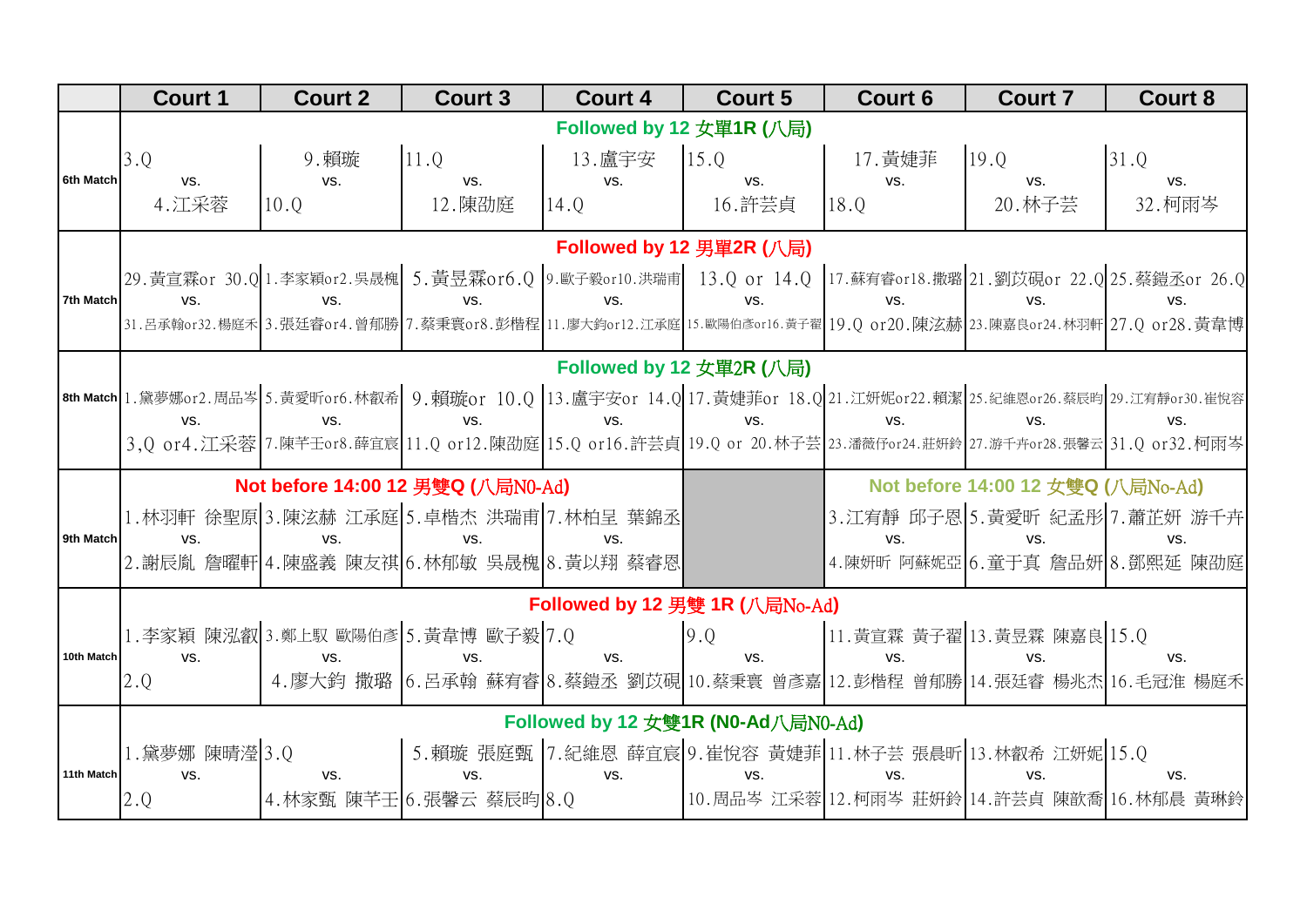| | Court 1 | Court 2 | Court 3 | Court 4 | Court 5 | Court 6 | Court 7 | Court 8 |
|---|---|---|---|---|---|---|---|---|
| | Followed by 12 女單1R (八局) | | | | | | | |
| 6th Match | 3.Q vs. 4.江采蓉 | 9.賴璇 vs. 10.Q | 11.Q vs. 12.陳劭庭 | 13.盧宇安 vs. 14.Q | 15.Q vs. 16.許芸貞 | 17.黃婕菲 vs. 18.Q | 19.Q vs. 20.林子芸 | 31.Q vs. 32.柯雨岑 |
| | Followed by 12 男單2R (八局) | | | | | | | |
| 7th Match | 29.黃宣霖or 30.Q vs. 31.呂承翰or32.楊庭禾 | 1.李家穎or2.吳晟槐 vs. 3.張廷睿or4.曾郁勝 | 5.黃昱霖or6.Q vs. 7.蔡秉寰or8.彭楷程 | 9.歐子毅or10.洪瑞甫 vs. 11.廖大鈞or12.江承庭 | 13.Q or 14.Q vs. 15.歐陽伯彥or16.黃子翟 | 17.蘇宥睿or18.撒璐 vs. 19.Q or20.陳泫赫 | 21.劉苡硯or 22.Q vs. 23.陳嘉良or24.林羽軒 | 25.蔡鎧丞or 26.Q vs. 27.Q or28.黃韋博 |
| | Followed by 12 女單2R (八局) | | | | | | | |
| 8th Match | 1.黛夢娜or2.周品岑 vs. 3,Q or4.江采蓉 | 5.黃愛昕or6.林叡希 vs. 7.陳芊壬or8.薛宜宸 | 9.賴璇or 10.Q vs. 11.Q or12.陳劭庭 | 13.盧宇安or 14.Q vs. 15.Q or16.許芸貞 | 17.黃婕菲or 18.Q vs. 19.Q or 20.林子芸 | 21.江妍妮or22.賴潔 vs. 23.潘薇仔or24.莊妍鈴 | 25.紀維恩or26.蔡辰昀 vs. 27.游千卉or28.張馨云 | 29.江宥靜or30.崔悅容 vs. 31.Q or32.柯雨岑 |
| | Not before 14:00 12 男雙Q (八局N0-Ad) | | | | | Not before 14:00 12 女雙Q (八局No-Ad) | | |
| 9th Match | 1.林羽軒 徐聖原 vs. 2.謝辰胤 詹曜軒 | 3.陳泫赫 江承庭 vs. 4.陳盛義 陳友祺 | 5.卓楷杰 洪瑞甫 vs. 6.林郁敏 吳晟槐 | 7.林柏呈 葉錦丞 vs. 8.黃以翔 蔡睿恩 | | 3.江宥靜 邱子恩 vs. 4.陳妍昕 阿蘇妮亞 | 5.黃愛昕 紀孟彤 vs. 6.童于真 詹品妍 | 7.蕭芷妍 游千卉 vs. 8.鄧熙延 陳劭庭 |
| | Followed by 12 男雙 1R (八局No-Ad) | | | | | | | |
| 10th Match | 1.李家穎 陳泓叡 vs. 2.Q | 3.鄭上馭 歐陽伯彥 vs. 4.廖大鈞 撒璐 | 5.黃韋博 歐子毅 vs. 6.呂承翰 蘇宥睿 | 7.Q vs. 8.蔡鎧丞 劉苡硯 | 9.Q vs. 10.蔡秉寰 曾彥嘉 | 11.黃宣霖 黃子翟 vs. 12.彭楷程 曾郁勝 | 13.黃昱霖 陳嘉良 vs. 14.張廷睿 楊兆杰 | 15.Q vs. 16.毛冠淮 楊庭禾 |
| | Followed by 12 女雙1R (N0-Ad八局N0-Ad) | | | | | | | |
| 11th Match | 1.黛夢娜 陳晴瀅 vs. 2.Q | 3.Q vs. 4.林家甄 陳芊壬 | 5.賴璇 張庭甄 vs. 6.張馨云 蔡辰昀 | 7.紀維恩 薛宜宸 vs. 8.Q | 9.崔悅容 黃婕菲 vs. 10.周品岑 江采蓉 | 11.林子芸 張晨昕 vs. 12.柯雨岑 莊妍鈴 | 13.林叡希 江妍妮 vs. 14.許芸貞 陳歆喬 | 15.Q vs. 16.林郁晨 黃琳鈴 |